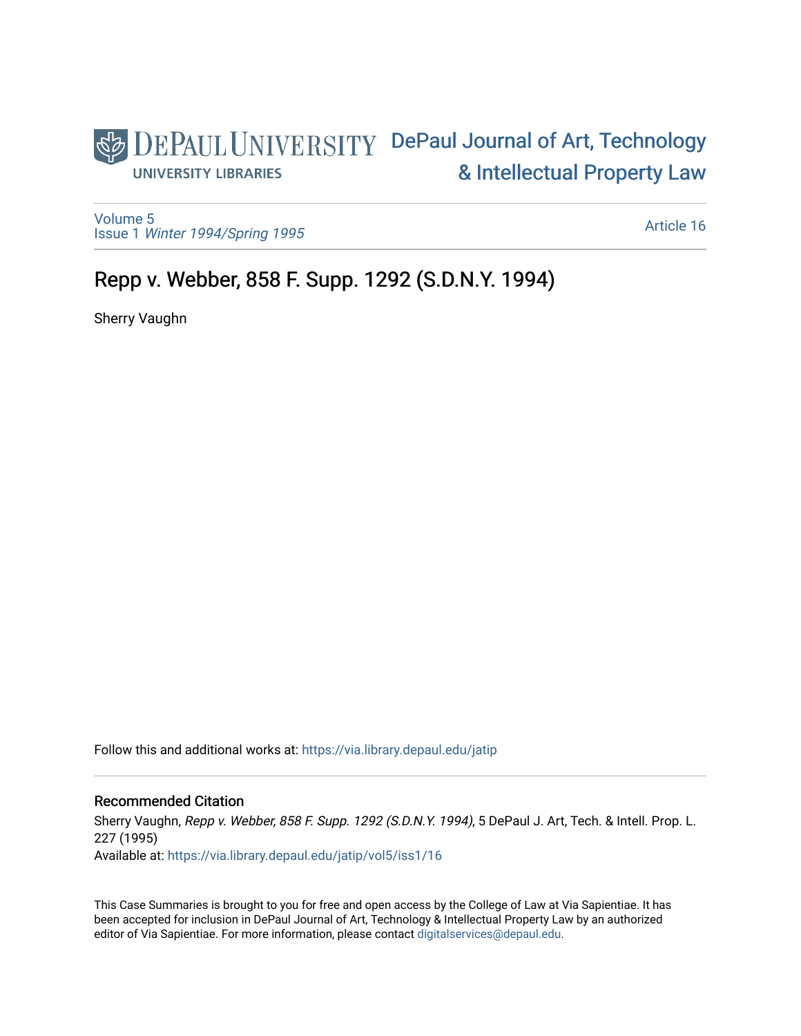DePaul University
UNIVERSITY LIBRARIES

DePaul Journal of Art, Technology & Intellectual Property Law

Volume 5
Issue 1 *Winter 1994/Spring 1995*

Article 16

# Repp v. Webber, 858 F. Supp. 1292 (S.D.N.Y. 1994)

Sherry Vaughn

Follow this and additional works at: https://via.library.depaul.edu/jatip

## Recommended Citation

Sherry Vaughn, *Repp v. Webber, 858 F. Supp. 1292 (S.D.N.Y. 1994)*, 5 DePaul J. Art, Tech. & Intell. Prop. L. 227 (1995)
Available at: https://via.library.depaul.edu/jatip/vol5/iss1/16

This Case Summaries is brought to you for free and open access by the College of Law at Via Sapientiae. It has been accepted for inclusion in DePaul Journal of Art, Technology & Intellectual Property Law by an authorized editor of Via Sapientiae. For more information, please contact digitalservices@depaul.edu.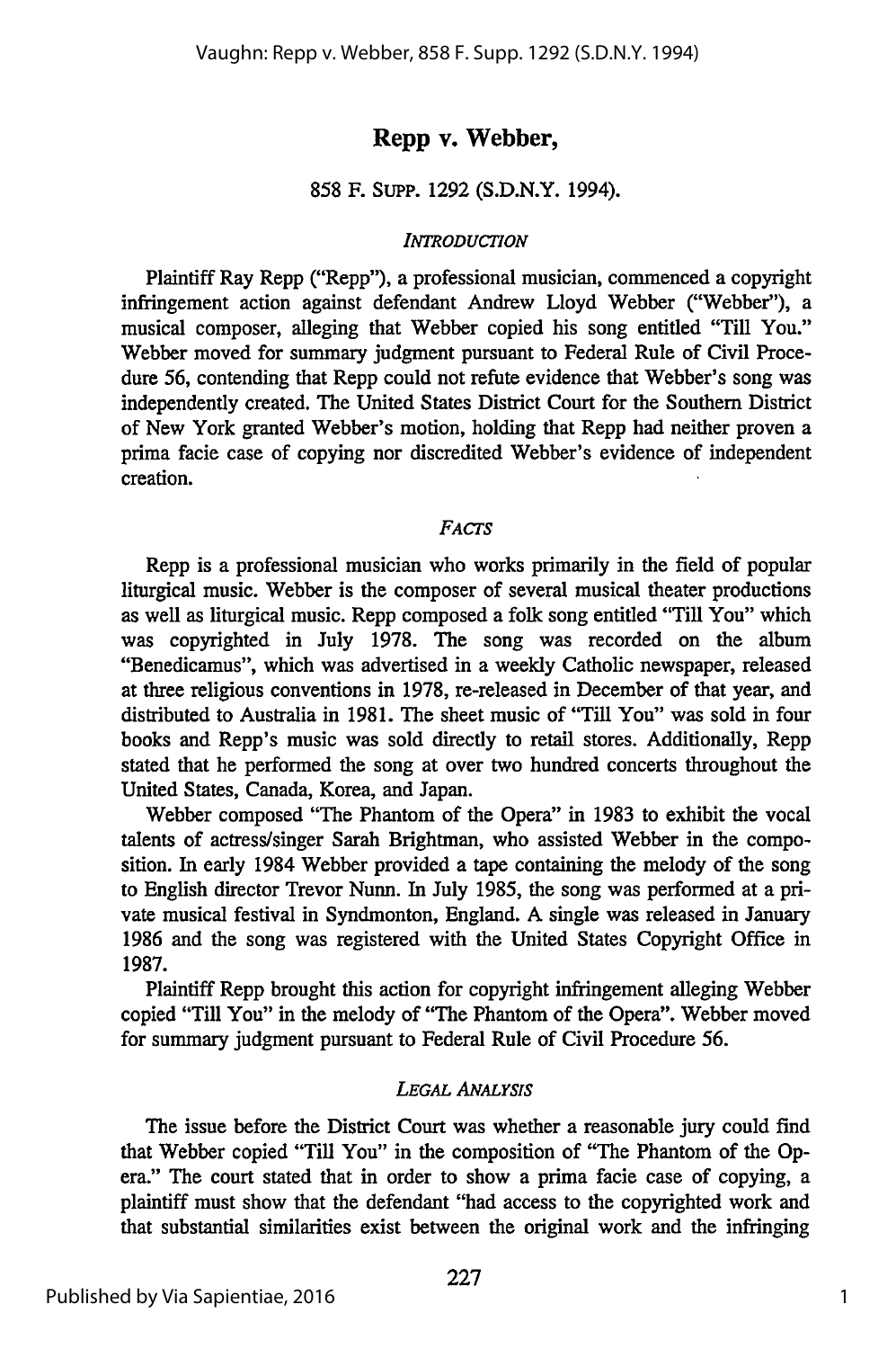# Repp v. Webber,

858 F. Supp. 1292 (S.D.N.Y. 1994).

## *Introduction*

Plaintiff Ray Repp ("Repp"), a professional musician, commenced a copyright infringement action against defendant Andrew Lloyd Webber ("Webber"), a musical composer, alleging that Webber copied his song entitled "Till You." Webber moved for summary judgment pursuant to Federal Rule of Civil Procedure 56, contending that Repp could not refute evidence that Webber's song was independently created. The United States District Court for the Southern District of New York granted Webber's motion, holding that Repp had neither proven a prima facie case of copying nor discredited Webber's evidence of independent creation.

## *Facts*

Repp is a professional musician who works primarily in the field of popular liturgical music. Webber is the composer of several musical theater productions as well as liturgical music. Repp composed a folk song entitled "Till You" which was copyrighted in July 1978. The song was recorded on the album "Benedicamus", which was advertised in a weekly Catholic newspaper, released at three religious conventions in 1978, re-released in December of that year, and distributed to Australia in 1981. The sheet music of "Till You" was sold in four books and Repp's music was sold directly to retail stores. Additionally, Repp stated that he performed the song at over two hundred concerts throughout the United States, Canada, Korea, and Japan.

Webber composed "The Phantom of the Opera" in 1983 to exhibit the vocal talents of actress/singer Sarah Brightman, who assisted Webber in the composition. In early 1984 Webber provided a tape containing the melody of the song to English director Trevor Nunn. In July 1985, the song was performed at a private musical festival in Syndmonton, England. A single was released in January 1986 and the song was registered with the United States Copyright Office in 1987.

Plaintiff Repp brought this action for copyright infringement alleging Webber copied "Till You" in the melody of "The Phantom of the Opera". Webber moved for summary judgment pursuant to Federal Rule of Civil Procedure 56.

## *Legal Analysis*

The issue before the District Court was whether a reasonable jury could find that Webber copied "Till You" in the composition of "The Phantom of the Opera." The court stated that in order to show a prima facie case of copying, a plaintiff must show that the defendant "had access to the copyrighted work and that substantial similarities exist between the original work and the infringing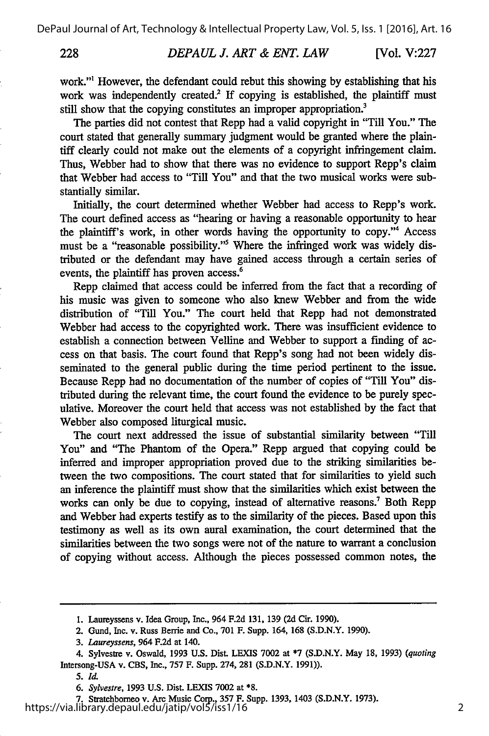work."[1] However, the defendant could rebut this showing by establishing that his work was independently created.[2] If copying is established, the plaintiff must still show that the copying constitutes an improper appropriation.[3]

The parties did not contest that Repp had a valid copyright in "Till You." The court stated that generally summary judgment would be granted where the plaintiff clearly could not make out the elements of a copyright infringement claim. Thus, Webber had to show that there was no evidence to support Repp's claim that Webber had access to "Till You" and that the two musical works were substantially similar.

Initially, the court determined whether Webber had access to Repp's work. The court defined access as "hearing or having a reasonable opportunity to hear the plaintiff's work, in other words having the opportunity to copy."[4] Access must be a "reasonable possibility."[5] Where the infringed work was widely distributed or the defendant may have gained access through a certain series of events, the plaintiff has proven access.[6]

Repp claimed that access could be inferred from the fact that a recording of his music was given to someone who also knew Webber and from the wide distribution of "Till You." The court held that Repp had not demonstrated Webber had access to the copyrighted work. There was insufficient evidence to establish a connection between Velline and Webber to support a finding of access on that basis. The court found that Repp's song had not been widely disseminated to the general public during the time period pertinent to the issue. Because Repp had no documentation of the number of copies of "Till You" distributed during the relevant time, the court found the evidence to be purely speculative. Moreover the court held that access was not established by the fact that Webber also composed liturgical music.

The court next addressed the issue of substantial similarity between "Till You" and "The Phantom of the Opera." Repp argued that copying could be inferred and improper appropriation proved due to the striking similarities between the two compositions. The court stated that for similarities to yield such an inference the plaintiff must show that the similarities which exist between the works can only be due to copying, instead of alternative reasons.[7] Both Repp and Webber had experts testify as to the similarity of the pieces. Based upon this testimony as well as its own aural examination, the court determined that the similarities between the two songs were not of the nature to warrant a conclusion of copying without access. Although the pieces possessed common notes, the

---

1. Laureyssens v. Idea Group, Inc., 964 F.2d 131, 139 (2d Cir. 1990).
2. Gund, Inc. v. Russ Berrie and Co., 701 F. Supp. 164, 168 (S.D.N.Y. 1990).
3. *Laureyssens*, 964 F.2d at 140.
4. Sylvestre v. Oswald, 1993 U.S. Dist. LEXIS 7002 at *7 (S.D.N.Y. May 18, 1993) (*quoting* Intersong-USA v. CBS, Inc., 757 F. Supp. 274, 281 (S.D.N.Y. 1991)).
5. *Id.*
6. *Sylvestre*, 1993 U.S. Dist. LEXIS 7002 at *8.
7. Stratchborneo v. Arc Music Corp., 357 F. Supp. 1393, 1403 (S.D.N.Y. 1973).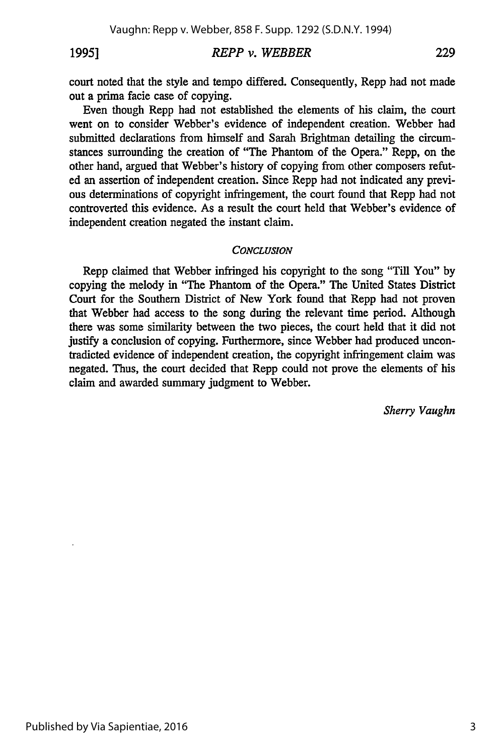court noted that the style and tempo differed. Consequently, Repp had not made out a prima facie case of copying.

Even though Repp had not established the elements of his claim, the court went on to consider Webber's evidence of independent creation. Webber had submitted declarations from himself and Sarah Brightman detailing the circumstances surrounding the creation of "The Phantom of the Opera." Repp, on the other hand, argued that Webber's history of copying from other composers refuted an assertion of independent creation. Since Repp had not indicated any previous determinations of copyright infringement, the court found that Repp had not controverted this evidence. As a result the court held that Webber's evidence of independent creation negated the instant claim.

## *CONCLUSION*

Repp claimed that Webber infringed his copyright to the song "Till You" by copying the melody in "The Phantom of the Opera." The United States District Court for the Southern District of New York found that Repp had not proven that Webber had access to the song during the relevant time period. Although there was some similarity between the two pieces, the court held that it did not justify a conclusion of copying. Furthermore, since Webber had produced uncontradicted evidence of independent creation, the copyright infringement claim was negated. Thus, the court decided that Repp could not prove the elements of his claim and awarded summary judgment to Webber.

*Sherry Vaughn*